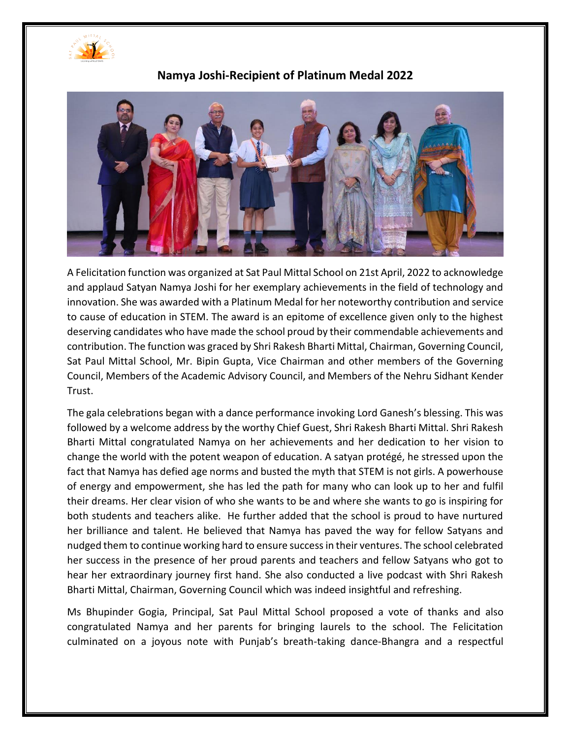## Namya Joshi-Recipient of Platinum Medal 2022

A Felicitation function was organized at Sat Paul Mittal School on 21st April, 2022 to acknowledge and applaud Satyan Namya Joshi for her exemplary achievements in the field of technology and innovation. She was awarded with a Platinum Medal for her noteworthy contribution and service to cause of education in STEM. The award is an epitome of excellence given only to the highest deserving candidates who have made the school proud by their commendable achievements and contribution. The function was graced by Shri Rakesh Bharti Mittal, Chairman, Governing Council, Sat Paul Mittal School, Mr. Bipin Gupta, Vice Chairman and other members of the Governing Council, Members of the Academic Advisory Council, and Members of the Nehru Sidhant Kender Trust.

The gala celebrations began with a dance performance invoking Lord Ganesh's blessing. This was followed by a welcome address by the worthy Chief Guest, Shri Rakesh Bharti Mittal. Shri Rakesh Bharti Mittal congratulated Namya on her achievements and her dedication to her vision to change the world with the potent weapon of education. A satyan protégé, he stressed upon the fact that Namya has defied age norms and busted the myth that STEM is not girls. A powerhouse of energy and empowerment, she has led the path for many who can look up to her and fulfil their dreams. Her clear vision of who she wants to be and where she wants to go is inspiring for both students and teachers alike. He further added that the school is proud to have nurtured her brilliance and talent. He believed that Namya has paved the way for fellow Satyans and nudged them to continue working hard to ensure success in their ventures. The school celebrated her success in the presence of her proud parents and teachers and fellow Satyans who got to hear her extraordinary journey first hand. She also conducted a live podcast with Shri Rakesh Bharti Mittal, Chairman, Governing Council which was indeed insightful and refreshing.

Ms Bhupinder Gogia, Principal, Sat Paul Mittal School proposed a vote of thanks and also congratulated Namya and her parents for bringing laurels to the school. The Felicitation culminated on a joyous note with Punjab's breath-taking dance-Bhangra and a respectful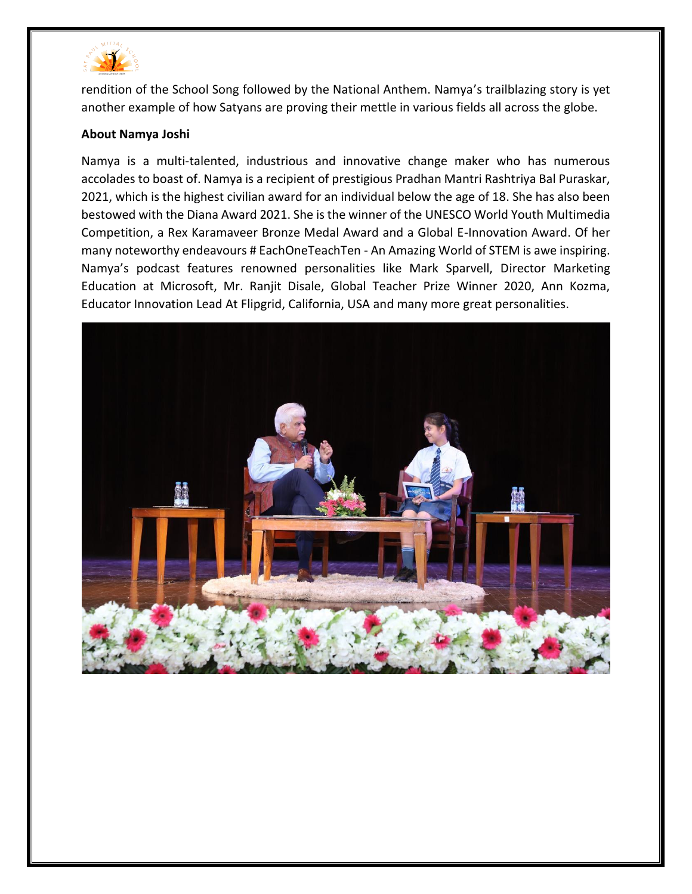rendition of the School Song followed by the National Anthem. Namya's trailblazing story is yet another example of how Satyans are proving their mettle in various fields all across the globe.

**About Namya Joshi**

Namya is a multi-talented, industrious and innovative change maker who has numerous accolades to boast of. Namya is a recipient of prestigious Pradhan Mantri Rashtriya Bal Puraskar, 2021, which is the highest civilian award for an individual below the age of 18. She has also been bestowed with the Diana Award 2021. She is the winner of the UNESCO World Youth Multimedia Competition, a Rex Karamaveer Bronze Medal Award and a Global E-Innovation Award. Of her many noteworthy endeavours # EachOneTeachTen - An Amazing World of STEM is awe inspiring. Namya's podcast features renowned personalities like Mark Sparvell, Director Marketing Education at Microsoft, Mr. Ranjit Disale, Global Teacher Prize Winner 2020, Ann Kozma, Educator Innovation Lead At Flipgrid, California, USA and many more great personalities.